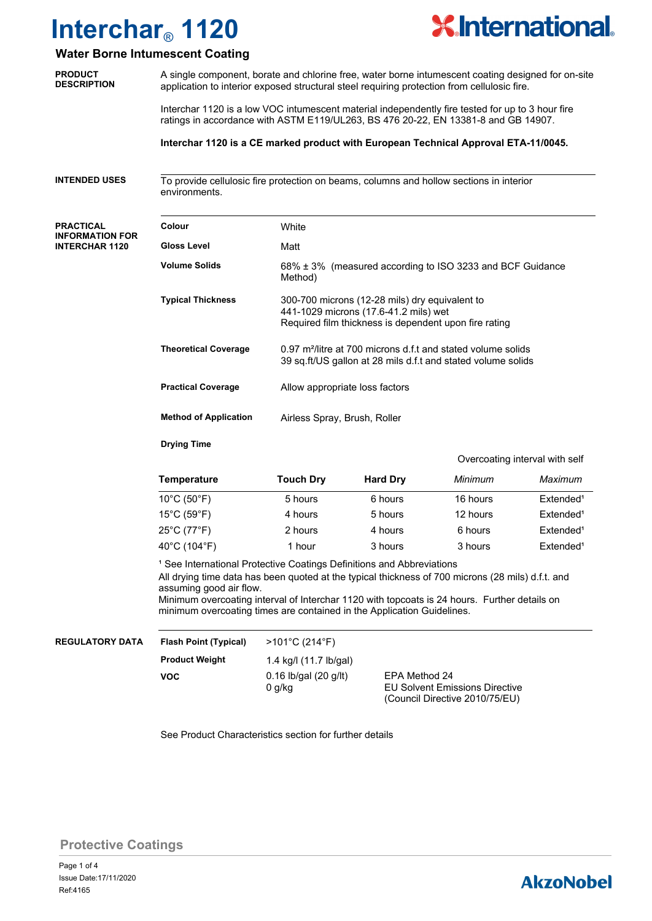# Interchar® 1120

**International®**

## Water Borne Intumescent Coating

### PRODUCT DESCRIPTION

A single component, borate and chlorine free, water borne intumescent coating designed for on-site application to interior exposed structural steel requiring protection from cellulosic fire.

Interchar 1120 is a low VOC intumescent material independently fire tested for up to 3 hour fire ratings in accordance with ASTM E119/UL263, BS 476 20-22, EN 13381-8 and GB 14907.

**Interchar 1120 is a CE marked product with European Technical Approval ETA-11/0045.**

### INTENDED USES

To provide cellulosic fire protection on beams, columns and hollow sections in interior environments.

### PRACTICAL INFORMATION FOR INTERCHAR 1120

**Colour**: White

**Gloss Level**: Matt

**Volume Solids**: 68% ± 3% (measured according to ISO 3233 and BCF Guidance Method)

**Typical Thickness**: 300-700 microns (12-28 mils) dry equivalent to 441-1029 microns (17.6-41.2 mils) wet
Required film thickness is dependent upon fire rating

**Theoretical Coverage**: 0.97 m²/litre at 700 microns d.f.t and stated volume solids
39 sq.ft/US gallon at 28 mils d.f.t and stated volume solids

**Practical Coverage**: Allow appropriate loss factors

**Method of Application**: Airless Spray, Brush, Roller

**Drying Time**

| Temperature | Touch Dry | Hard Dry | Overcoating interval with self | |
|---|---|---|---|---|
| | | | *Minimum* | *Maximum* |
| 10°C (50°F) | 5 hours | 6 hours | 16 hours | Extended[1] |
| 15°C (59°F) | 4 hours | 5 hours | 12 hours | Extended[1] |
| 25°C (77°F) | 2 hours | 4 hours | 6 hours | Extended[1] |
| 40°C (104°F) | 1 hour | 3 hours | 3 hours | Extended[1] |

[1] See International Protective Coatings Definitions and Abbreviations
All drying time data has been quoted at the typical thickness of 700 microns (28 mils) d.f.t. and assuming good air flow.
Minimum overcoating interval of Interchar 1120 with topcoats is 24 hours. Further details on minimum overcoating times are contained in the Application Guidelines.

### REGULATORY DATA

| | | |
|---|---|---|
| **Flash Point (Typical)** | >101°C (214°F) | |
| **Product Weight** | 1.4 kg/l (11.7 lb/gal) | |
| **VOC** | 0.16 lb/gal (20 g/lt) | EPA Method 24 |
| | 0 g/kg | EU Solvent Emissions Directive (Council Directive 2010/75/EU) |

See Product Characteristics section for further details

Protective Coatings

Issue Date:17/11/2020
Ref:4165

AkzoNobel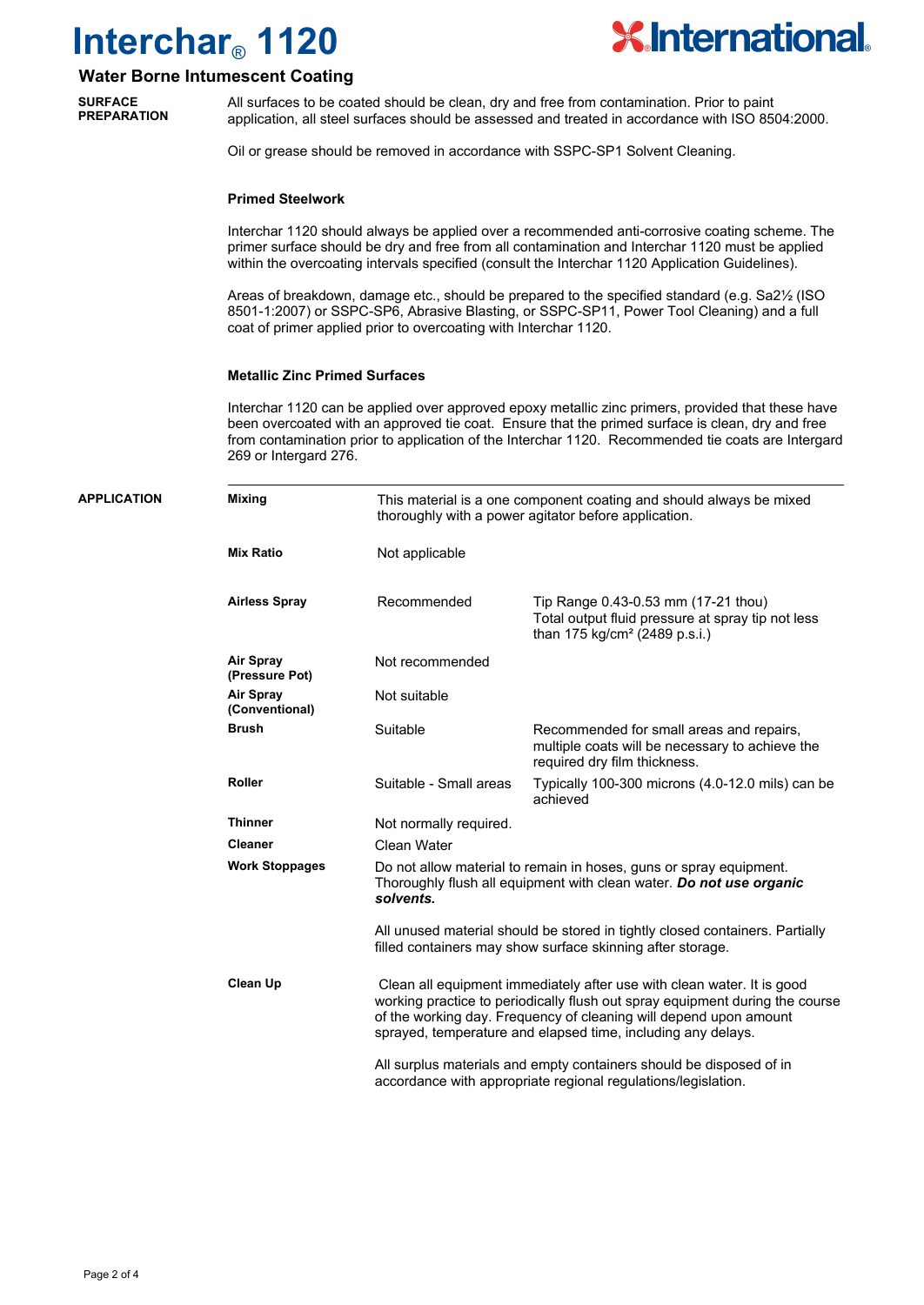# Interchar® 1120

## Water Borne Intumescent Coating

### SURFACE PREPARATION

All surfaces to be coated should be clean, dry and free from contamination. Prior to paint application, all steel surfaces should be assessed and treated in accordance with ISO 8504:2000.

Oil or grease should be removed in accordance with SSPC-SP1 Solvent Cleaning.

**Primed Steelwork**

Interchar 1120 should always be applied over a recommended anti-corrosive coating scheme. The primer surface should be dry and free from all contamination and Interchar 1120 must be applied within the overcoating intervals specified (consult the Interchar 1120 Application Guidelines).

Areas of breakdown, damage etc., should be prepared to the specified standard (e.g. Sa2½ (ISO 8501-1:2007) or SSPC-SP6, Abrasive Blasting, or SSPC-SP11, Power Tool Cleaning) and a full coat of primer applied prior to overcoating with Interchar 1120.

**Metallic Zinc Primed Surfaces**

Interchar 1120 can be applied over approved epoxy metallic zinc primers, provided that these have been overcoated with an approved tie coat. Ensure that the primed surface is clean, dry and free from contamination prior to application of the Interchar 1120. Recommended tie coats are Intergard 269 or Intergard 276.

### APPLICATION

| | | |
|---|---|---|
| **Mixing** | This material is a one component coating and should always be mixed thoroughly with a power agitator before application. | |
| **Mix Ratio** | Not applicable | |
| **Airless Spray** | Recommended | Tip Range 0.43-0.53 mm (17-21 thou) Total output fluid pressure at spray tip not less than 175 kg/cm² (2489 p.s.i.) |
| **Air Spray (Pressure Pot)** | Not recommended | |
| **Air Spray (Conventional)** | Not suitable | |
| **Brush** | Suitable | Recommended for small areas and repairs, multiple coats will be necessary to achieve the required dry film thickness. |
| **Roller** | Suitable - Small areas | Typically 100-300 microns (4.0-12.0 mils) can be achieved |
| **Thinner** | Not normally required. | |
| **Cleaner** | Clean Water | |
| **Work Stoppages** | Do not allow material to remain in hoses, guns or spray equipment. Thoroughly flush all equipment with clean water. ***Do not use organic solvents.*** All unused material should be stored in tightly closed containers. Partially filled containers may show surface skinning after storage. | |
| **Clean Up** | Clean all equipment immediately after use with clean water. It is good working practice to periodically flush out spray equipment during the course of the working day. Frequency of cleaning will depend upon amount sprayed, temperature and elapsed time, including any delays. All surplus materials and empty containers should be disposed of in accordance with appropriate regional regulations/legislation. | |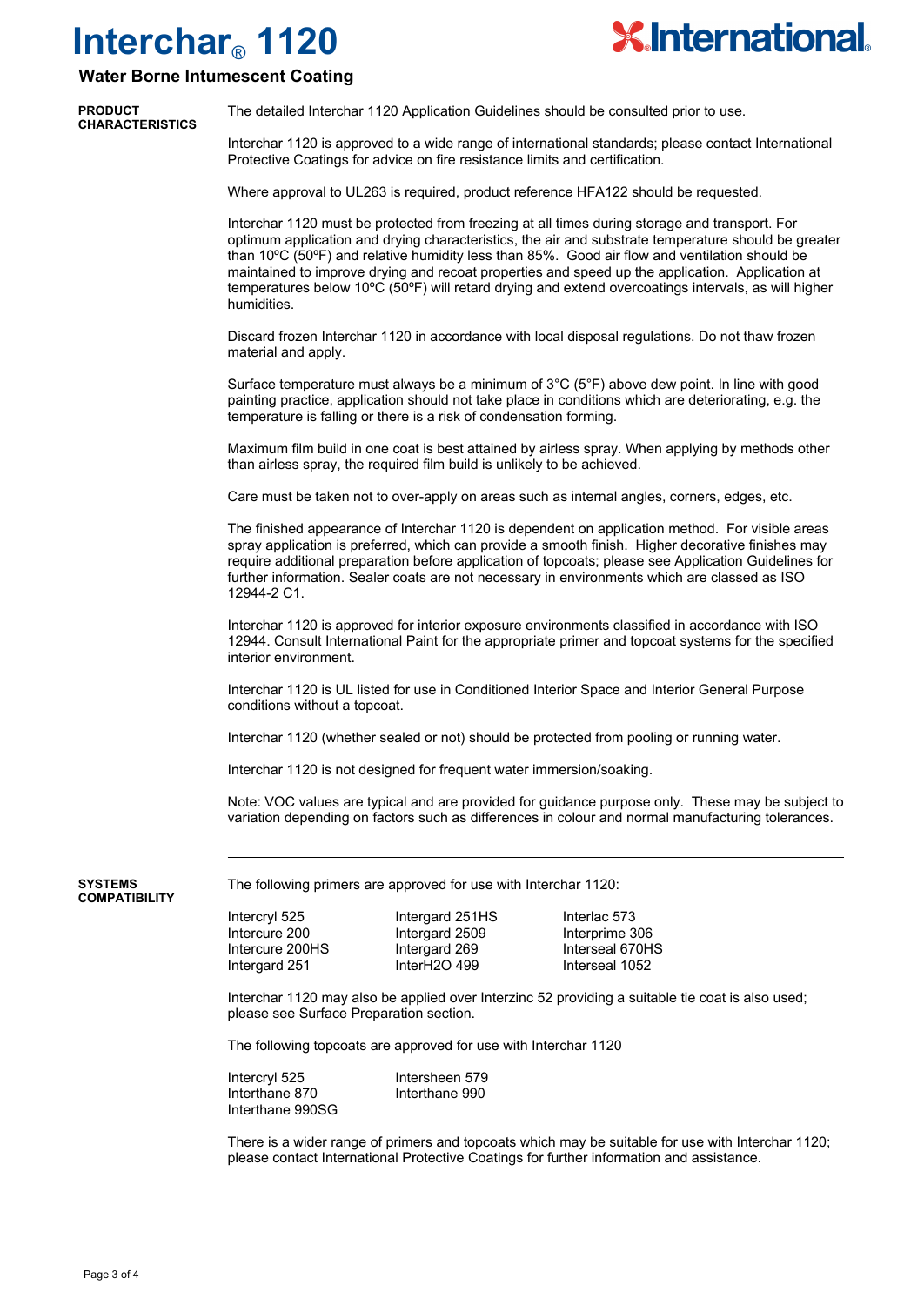# Interchar® 1120

## Water Borne Intumescent Coating

### PRODUCT CHARACTERISTICS

The detailed Interchar 1120 Application Guidelines should be consulted prior to use.

Interchar 1120 is approved to a wide range of international standards; please contact International Protective Coatings for advice on fire resistance limits and certification.

Where approval to UL263 is required, product reference HFA122 should be requested.

Interchar 1120 must be protected from freezing at all times during storage and transport. For optimum application and drying characteristics, the air and substrate temperature should be greater than 10ºC (50ºF) and relative humidity less than 85%. Good air flow and ventilation should be maintained to improve drying and recoat properties and speed up the application. Application at temperatures below 10ºC (50ºF) will retard drying and extend overcoatings intervals, as will higher humidities.

Discard frozen Interchar 1120 in accordance with local disposal regulations. Do not thaw frozen material and apply.

Surface temperature must always be a minimum of 3°C (5°F) above dew point. In line with good painting practice, application should not take place in conditions which are deteriorating, e.g. the temperature is falling or there is a risk of condensation forming.

Maximum film build in one coat is best attained by airless spray. When applying by methods other than airless spray, the required film build is unlikely to be achieved.

Care must be taken not to over-apply on areas such as internal angles, corners, edges, etc.

The finished appearance of Interchar 1120 is dependent on application method. For visible areas spray application is preferred, which can provide a smooth finish. Higher decorative finishes may require additional preparation before application of topcoats; please see Application Guidelines for further information. Sealer coats are not necessary in environments which are classed as ISO 12944-2 C1.

Interchar 1120 is approved for interior exposure environments classified in accordance with ISO 12944. Consult International Paint for the appropriate primer and topcoat systems for the specified interior environment.

Interchar 1120 is UL listed for use in Conditioned Interior Space and Interior General Purpose conditions without a topcoat.

Interchar 1120 (whether sealed or not) should be protected from pooling or running water.

Interchar 1120 is not designed for frequent water immersion/soaking.

Note: VOC values are typical and are provided for guidance purpose only. These may be subject to variation depending on factors such as differences in colour and normal manufacturing tolerances.

---

### SYSTEMS COMPATIBILITY

The following primers are approved for use with Interchar 1120:

| | | |
|---|---|---|
| Intercryl 525 | Intergard 251HS | Interlac 573 |
| Intercure 200 | Intergard 2509 | Interprime 306 |
| Intercure 200HS | Intergard 269 | Interseal 670HS |
| Intergard 251 | InterH2O 499 | Interseal 1052 |

Interchar 1120 may also be applied over Interzinc 52 providing a suitable tie coat is also used; please see Surface Preparation section.

The following topcoats are approved for use with Interchar 1120

| | |
|---|---|
| Intercryl 525 | Intersheen 579 |
| Interthane 870 | Interthane 990 |
| Interthane 990SG | |

There is a wider range of primers and topcoats which may be suitable for use with Interchar 1120; please contact International Protective Coatings for further information and assistance.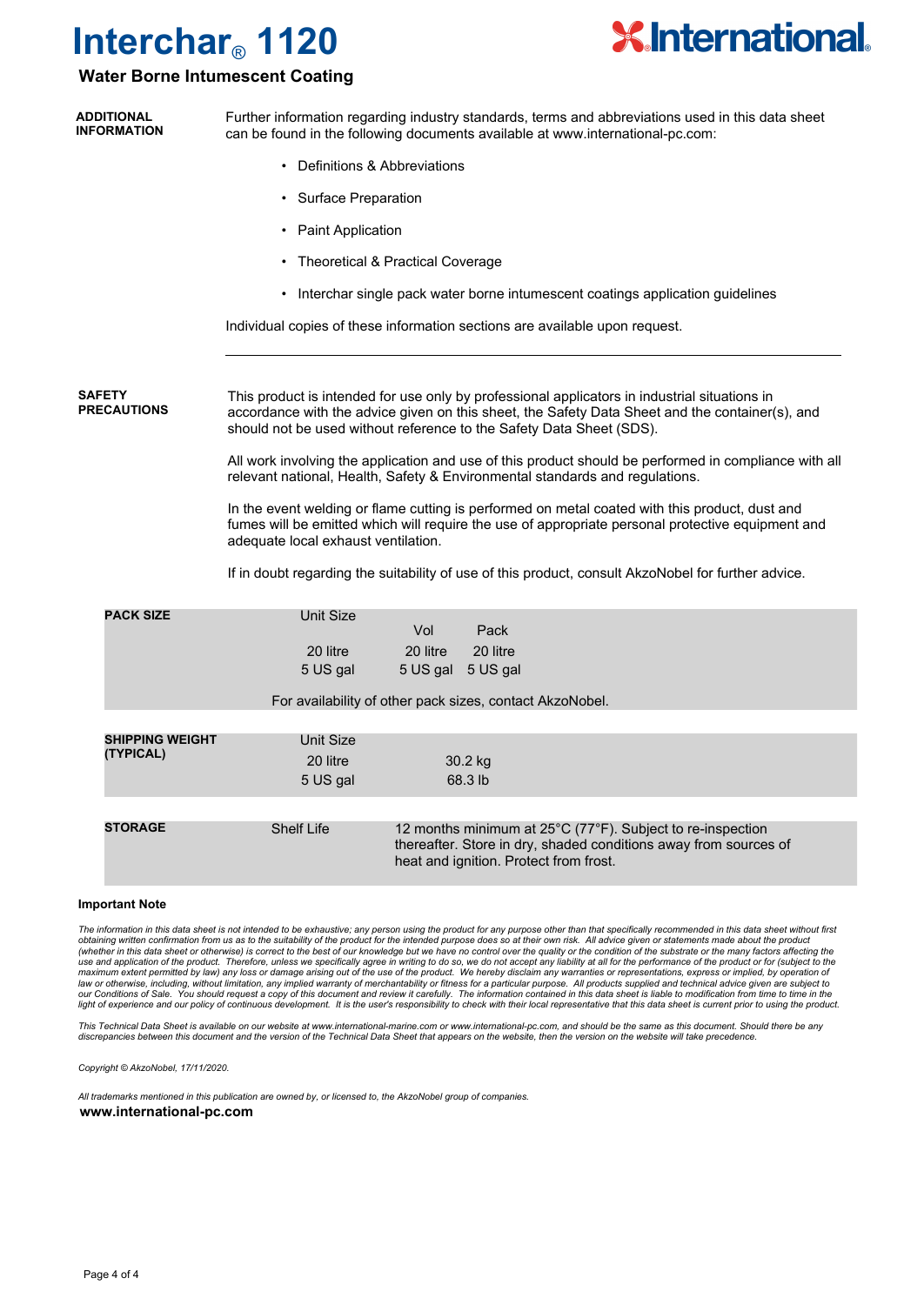# Interchar® 1120

## Water Borne Intumescent Coating

**ADDITIONAL INFORMATION**

Further information regarding industry standards, terms and abbreviations used in this data sheet can be found in the following documents available at www.international-pc.com:

- Definitions & Abbreviations
- Surface Preparation
- Paint Application
- Theoretical & Practical Coverage
- Interchar single pack water borne intumescent coatings application guidelines

Individual copies of these information sections are available upon request.

---

**SAFETY PRECAUTIONS**

This product is intended for use only by professional applicators in industrial situations in accordance with the advice given on this sheet, the Safety Data Sheet and the container(s), and should not be used without reference to the Safety Data Sheet (SDS).

All work involving the application and use of this product should be performed in compliance with all relevant national, Health, Safety & Environmental standards and regulations.

In the event welding or flame cutting is performed on metal coated with this product, dust and fumes will be emitted which will require the use of appropriate personal protective equipment and adequate local exhaust ventilation.

If in doubt regarding the suitability of use of this product, consult AkzoNobel for further advice.

**PACK SIZE**

| Unit Size | Vol | Pack |
|---|---|---|
| 20 litre | 20 litre | 20 litre |
| 5 US gal | 5 US gal | 5 US gal |

For availability of other pack sizes, contact AkzoNobel.

**SHIPPING WEIGHT (TYPICAL)**

| Unit Size | |
|---|---|
| 20 litre | 30.2 kg |
| 5 US gal | 68.3 lb |

**STORAGE**

| | |
|---|---|
| Shelf Life | 12 months minimum at 25°C (77°F). Subject to re-inspection thereafter. Store in dry, shaded conditions away from sources of heat and ignition. Protect from frost. |

**Important Note**

*The information in this data sheet is not intended to be exhaustive; any person using the product for any purpose other than that specifically recommended in this data sheet without first obtaining written confirmation from us as to the suitability of the product for the intended purpose does so at their own risk. All advice given or statements made about the product (whether in this data sheet or otherwise) is correct to the best of our knowledge but we have no control over the quality or the condition of the substrate or the many factors affecting the use and application of the product. Therefore, unless we specifically agree in writing to do so, we do not accept any liability at all for the performance of the product or for (subject to the maximum extent permitted by law) any loss or damage arising out of the use of the product. We hereby disclaim any warranties or representations, express or implied, by operation of law or otherwise, including, without limitation, any implied warranty of merchantability or fitness for a particular purpose. All products supplied and technical advice given are subject to our Conditions of Sale. You should request a copy of this document and review it carefully. The information contained in this data sheet is liable to modification from time to time in the light of experience and our policy of continuous development. It is the user's responsibility to check with their local representative that this data sheet is current prior to using the product.*

*This Technical Data Sheet is available on our website at www.international-marine.com or www.international-pc.com, and should be the same as this document. Should there be any discrepancies between this document and the version of the Technical Data Sheet that appears on the website, then the version on the website will take precedence.*

*Copyright © AkzoNobel, 17/11/2020.*

*All trademarks mentioned in this publication are owned by, or licensed to, the AkzoNobel group of companies.*

**www.international-pc.com**